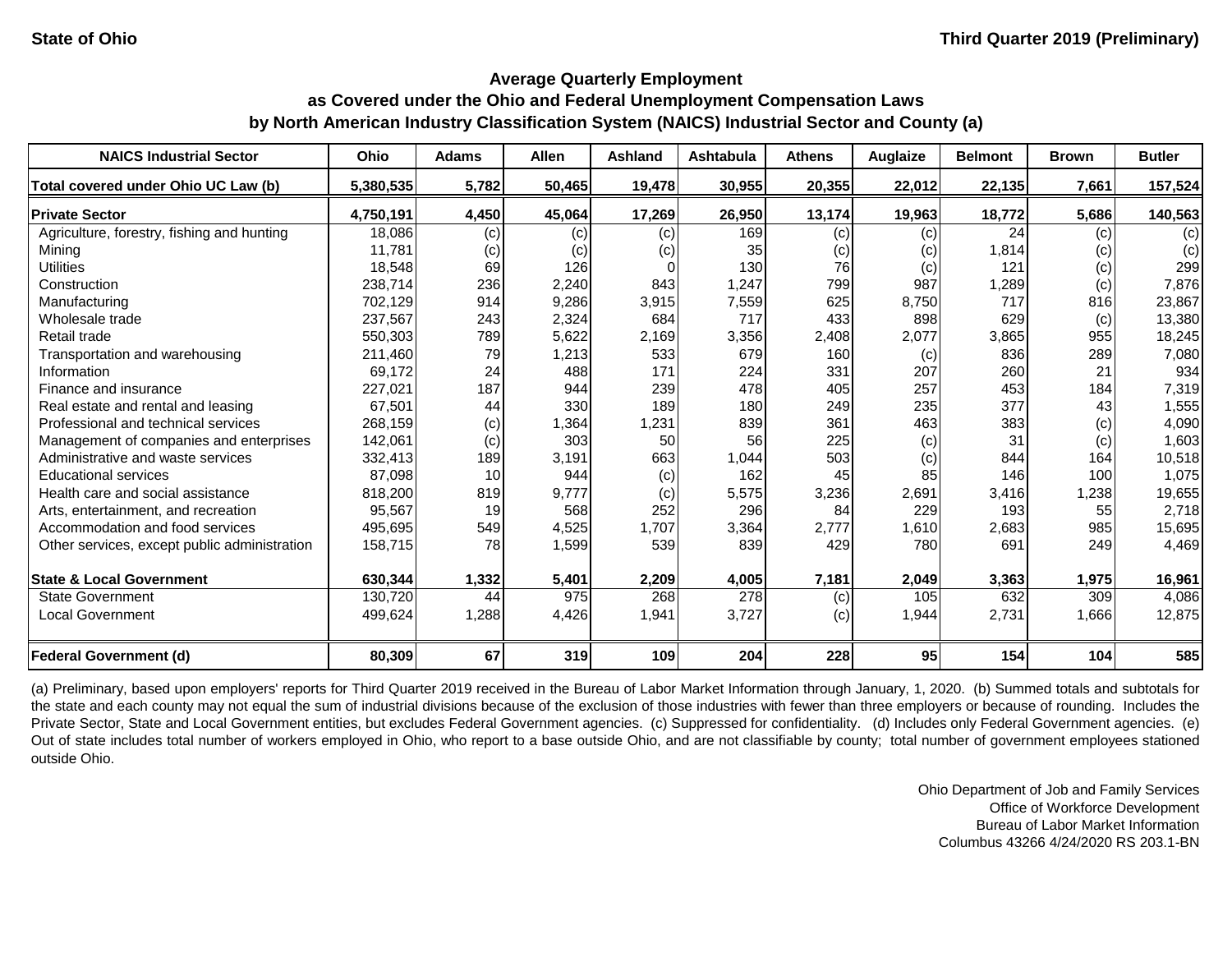**State of Ohio** | **Third Quarter 2019 (Preliminary)**

## Average Quarterly Employment as Covered under the Ohio and Federal Unemployment Compensation Laws by North American Industry Classification System (NAICS) Industrial Sector and County (a)

| NAICS Industrial Sector | Ohio | Adams | Allen | Ashland | Ashtabula | Athens | Auglaize | Belmont | Brown | Butler |
|---|---|---|---|---|---|---|---|---|---|---|
| **Total covered under Ohio UC Law (b)** | **5,380,535** | **5,782** | **50,465** | **19,478** | **30,955** | **20,355** | **22,012** | **22,135** | **7,661** | **157,524** |
| **Private Sector** | **4,750,191** | **4,450** | **45,064** | **17,269** | **26,950** | **13,174** | **19,963** | **18,772** | **5,686** | **140,563** |
| Agriculture, forestry, fishing and hunting | 18,086 | (c) | (c) | (c) | 169 | (c) | (c) | 24 | (c) | (c) |
| Mining | 11,781 | (c) | (c) | (c) | 35 | (c) | (c) | 1,814 | (c) | (c) |
| Utilities | 18,548 | 69 | 126 | 0 | 130 | 76 | (c) | 121 | (c) | 299 |
| Construction | 238,714 | 236 | 2,240 | 843 | 1,247 | 799 | 987 | 1,289 | (c) | 7,876 |
| Manufacturing | 702,129 | 914 | 9,286 | 3,915 | 7,559 | 625 | 8,750 | 717 | 816 | 23,867 |
| Wholesale trade | 237,567 | 243 | 2,324 | 684 | 717 | 433 | 898 | 629 | (c) | 13,380 |
| Retail trade | 550,303 | 789 | 5,622 | 2,169 | 3,356 | 2,408 | 2,077 | 3,865 | 955 | 18,245 |
| Transportation and warehousing | 211,460 | 79 | 1,213 | 533 | 679 | 160 | (c) | 836 | 289 | 7,080 |
| Information | 69,172 | 24 | 488 | 171 | 224 | 331 | 207 | 260 | 21 | 934 |
| Finance and insurance | 227,021 | 187 | 944 | 239 | 478 | 405 | 257 | 453 | 184 | 7,319 |
| Real estate and rental and leasing | 67,501 | 44 | 330 | 189 | 180 | 249 | 235 | 377 | 43 | 1,555 |
| Professional and technical services | 268,159 | (c) | 1,364 | 1,231 | 839 | 361 | 463 | 383 | (c) | 4,090 |
| Management of companies and enterprises | 142,061 | (c) | 303 | 50 | 56 | 225 | (c) | 31 | (c) | 1,603 |
| Administrative and waste services | 332,413 | 189 | 3,191 | 663 | 1,044 | 503 | (c) | 844 | 164 | 10,518 |
| Educational services | 87,098 | 10 | 944 | (c) | 162 | 45 | 85 | 146 | 100 | 1,075 |
| Health care and social assistance | 818,200 | 819 | 9,777 | (c) | 5,575 | 3,236 | 2,691 | 3,416 | 1,238 | 19,655 |
| Arts, entertainment, and recreation | 95,567 | 19 | 568 | 252 | 296 | 84 | 229 | 193 | 55 | 2,718 |
| Accommodation and food services | 495,695 | 549 | 4,525 | 1,707 | 3,364 | 2,777 | 1,610 | 2,683 | 985 | 15,695 |
| Other services, except public administration | 158,715 | 78 | 1,599 | 539 | 839 | 429 | 780 | 691 | 249 | 4,469 |
| **State & Local Government** | **630,344** | **1,332** | **5,401** | **2,209** | **4,005** | **7,181** | **2,049** | **3,363** | **1,975** | **16,961** |
| State Government | 130,720 | 44 | 975 | 268 | 278 | (c) | 105 | 632 | 309 | 4,086 |
| Local Government | 499,624 | 1,288 | 4,426 | 1,941 | 3,727 | (c) | 1,944 | 2,731 | 1,666 | 12,875 |
| **Federal Government (d)** | **80,309** | **67** | **319** | **109** | **204** | **228** | **95** | **154** | **104** | **585** |

(a) Preliminary, based upon employers' reports for Third Quarter 2019 received in the Bureau of Labor Market Information through January, 1, 2020. (b) Summed totals and subtotals for the state and each county may not equal the sum of industrial divisions because of the exclusion of those industries with fewer than three employers or because of rounding. Includes the Private Sector, State and Local Government entities, but excludes Federal Government agencies. (c) Suppressed for confidentiality. (d) Includes only Federal Government agencies. (e) Out of state includes total number of workers employed in Ohio, who report to a base outside Ohio, and are not classifiable by county; total number of government employees stationed outside Ohio.

Ohio Department of Job and Family Services
Office of Workforce Development
Bureau of Labor Market Information
Columbus 43266 4/24/2020 RS 203.1-BN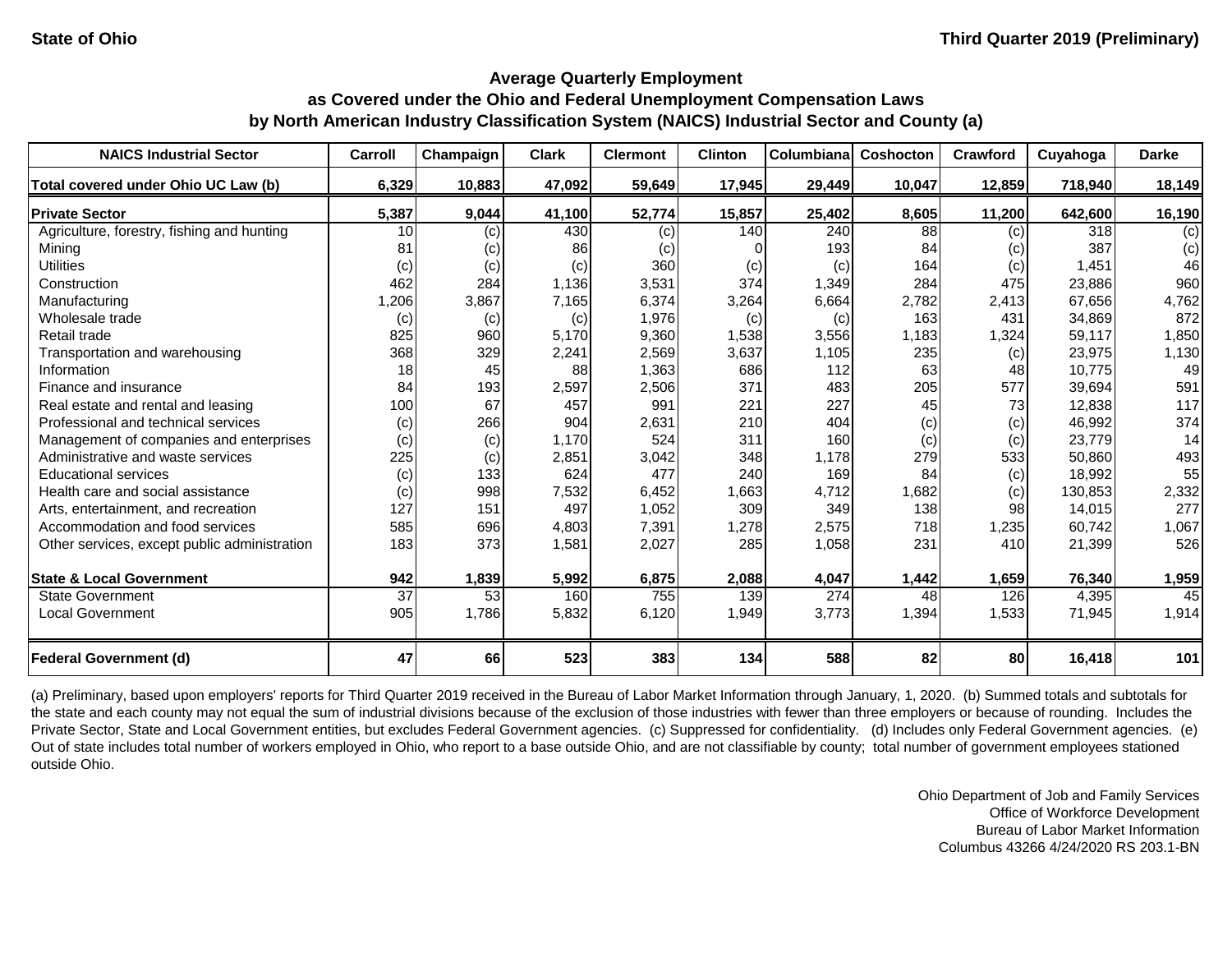State of Ohio — Third Quarter 2019 (Preliminary)

## Average Quarterly Employment as Covered under the Ohio and Federal Unemployment Compensation Laws by North American Industry Classification System (NAICS) Industrial Sector and County (a)

| NAICS Industrial Sector | Carroll | Champaign | Clark | Clermont | Clinton | Columbiana | Coshocton | Crawford | Cuyahoga | Darke |
|---|---|---|---|---|---|---|---|---|---|---|
| **Total covered under Ohio UC Law (b)** | **6,329** | **10,883** | **47,092** | **59,649** | **17,945** | **29,449** | **10,047** | **12,859** | **718,940** | **18,149** |
| **Private Sector** | **5,387** | **9,044** | **41,100** | **52,774** | **15,857** | **25,402** | **8,605** | **11,200** | **642,600** | **16,190** |
| Agriculture, forestry, fishing and hunting | 10 | (c) | 430 | (c) | 140 | 240 | 88 | (c) | 318 | (c) |
| Mining | 81 | (c) | 86 | (c) | 0 | 193 | 84 | (c) | 387 | (c) |
| Utilities | (c) | (c) | (c) | 360 | (c) | (c) | 164 | (c) | 1,451 | 46 |
| Construction | 462 | 284 | 1,136 | 3,531 | 374 | 1,349 | 284 | 475 | 23,886 | 960 |
| Manufacturing | 1,206 | 3,867 | 7,165 | 6,374 | 3,264 | 6,664 | 2,782 | 2,413 | 67,656 | 4,762 |
| Wholesale trade | (c) | (c) | (c) | 1,976 | (c) | (c) | 163 | 431 | 34,869 | 872 |
| Retail trade | 825 | 960 | 5,170 | 9,360 | 1,538 | 3,556 | 1,183 | 1,324 | 59,117 | 1,850 |
| Transportation and warehousing | 368 | 329 | 2,241 | 2,569 | 3,637 | 1,105 | 235 | (c) | 23,975 | 1,130 |
| Information | 18 | 45 | 88 | 1,363 | 686 | 112 | 63 | 48 | 10,775 | 49 |
| Finance and insurance | 84 | 193 | 2,597 | 2,506 | 371 | 483 | 205 | 577 | 39,694 | 591 |
| Real estate and rental and leasing | 100 | 67 | 457 | 991 | 221 | 227 | 45 | 73 | 12,838 | 117 |
| Professional and technical services | (c) | 266 | 904 | 2,631 | 210 | 404 | (c) | (c) | 46,992 | 374 |
| Management of companies and enterprises | (c) | (c) | 1,170 | 524 | 311 | 160 | (c) | (c) | 23,779 | 14 |
| Administrative and waste services | 225 | (c) | 2,851 | 3,042 | 348 | 1,178 | 279 | 533 | 50,860 | 493 |
| Educational services | (c) | 133 | 624 | 477 | 240 | 169 | 84 | (c) | 18,992 | 55 |
| Health care and social assistance | (c) | 998 | 7,532 | 6,452 | 1,663 | 4,712 | 1,682 | (c) | 130,853 | 2,332 |
| Arts, entertainment, and recreation | 127 | 151 | 497 | 1,052 | 309 | 349 | 138 | 98 | 14,015 | 277 |
| Accommodation and food services | 585 | 696 | 4,803 | 7,391 | 1,278 | 2,575 | 718 | 1,235 | 60,742 | 1,067 |
| Other services, except public administration | 183 | 373 | 1,581 | 2,027 | 285 | 1,058 | 231 | 410 | 21,399 | 526 |
| **State & Local Government** | **942** | **1,839** | **5,992** | **6,875** | **2,088** | **4,047** | **1,442** | **1,659** | **76,340** | **1,959** |
| State Government | 37 | 53 | 160 | 755 | 139 | 274 | 48 | 126 | 4,395 | 45 |
| Local Government | 905 | 1,786 | 5,832 | 6,120 | 1,949 | 3,773 | 1,394 | 1,533 | 71,945 | 1,914 |
| **Federal Government (d)** | **47** | **66** | **523** | **383** | **134** | **588** | **82** | **80** | **16,418** | **101** |

(a) Preliminary, based upon employers' reports for Third Quarter 2019 received in the Bureau of Labor Market Information through January, 1, 2020. (b) Summed totals and subtotals for the state and each county may not equal the sum of industrial divisions because of the exclusion of those industries with fewer than three employers or because of rounding. Includes the Private Sector, State and Local Government entities, but excludes Federal Government agencies. (c) Suppressed for confidentiality. (d) Includes only Federal Government agencies. (e) Out of state includes total number of workers employed in Ohio, who report to a base outside Ohio, and are not classifiable by county; total number of government employees stationed outside Ohio.

Ohio Department of Job and Family Services
Office of Workforce Development
Bureau of Labor Market Information
Columbus 43266 4/24/2020 RS 203.1-BN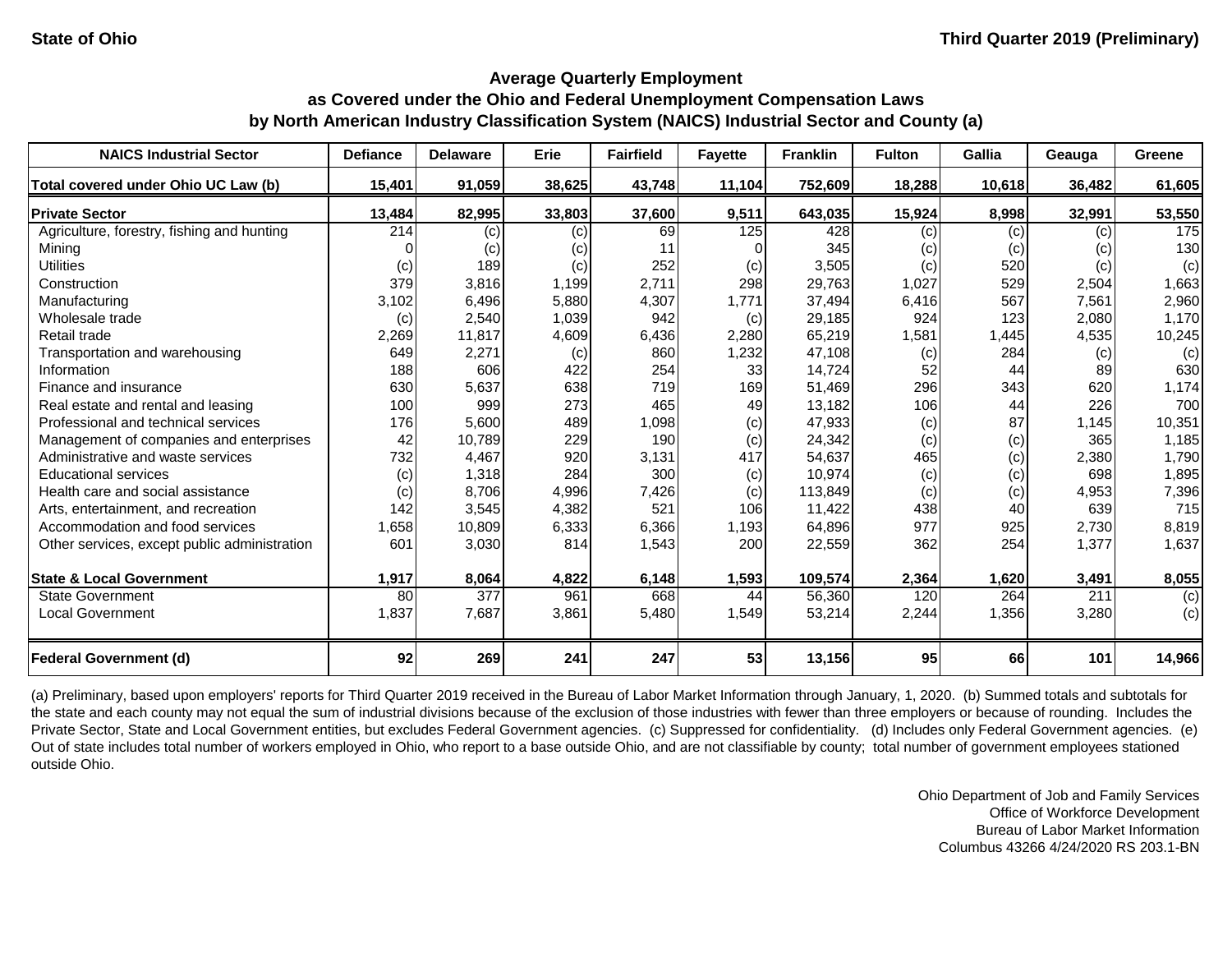State of Ohio — Third Quarter 2019 (Preliminary)

### Average Quarterly Employment as Covered under the Ohio and Federal Unemployment Compensation Laws by North American Industry Classification System (NAICS) Industrial Sector and County (a)

| NAICS Industrial Sector | Defiance | Delaware | Erie | Fairfield | Fayette | Franklin | Fulton | Gallia | Geauga | Greene |
|---|---|---|---|---|---|---|---|---|---|---|
| **Total covered under Ohio UC Law (b)** | **15,401** | **91,059** | **38,625** | **43,748** | **11,104** | **752,609** | **18,288** | **10,618** | **36,482** | **61,605** |
| **Private Sector** | **13,484** | **82,995** | **33,803** | **37,600** | **9,511** | **643,035** | **15,924** | **8,998** | **32,991** | **53,550** |
| Agriculture, forestry, fishing and hunting | 214 | (c) | (c) | 69 | 125 | 428 | (c) | (c) | (c) | 175 |
| Mining | 0 | (c) | (c) | 11 | 0 | 345 | (c) | (c) | (c) | 130 |
| Utilities | (c) | 189 | (c) | 252 | (c) | 3,505 | (c) | 520 | (c) | (c) |
| Construction | 379 | 3,816 | 1,199 | 2,711 | 298 | 29,763 | 1,027 | 529 | 2,504 | 1,663 |
| Manufacturing | 3,102 | 6,496 | 5,880 | 4,307 | 1,771 | 37,494 | 6,416 | 567 | 7,561 | 2,960 |
| Wholesale trade | (c) | 2,540 | 1,039 | 942 | (c) | 29,185 | 924 | 123 | 2,080 | 1,170 |
| Retail trade | 2,269 | 11,817 | 4,609 | 6,436 | 2,280 | 65,219 | 1,581 | 1,445 | 4,535 | 10,245 |
| Transportation and warehousing | 649 | 2,271 | (c) | 860 | 1,232 | 47,108 | (c) | 284 | (c) | (c) |
| Information | 188 | 606 | 422 | 254 | 33 | 14,724 | 52 | 44 | 89 | 630 |
| Finance and insurance | 630 | 5,637 | 638 | 719 | 169 | 51,469 | 296 | 343 | 620 | 1,174 |
| Real estate and rental and leasing | 100 | 999 | 273 | 465 | 49 | 13,182 | 106 | 44 | 226 | 700 |
| Professional and technical services | 176 | 5,600 | 489 | 1,098 | (c) | 47,933 | (c) | 87 | 1,145 | 10,351 |
| Management of companies and enterprises | 42 | 10,789 | 229 | 190 | (c) | 24,342 | (c) | (c) | 365 | 1,185 |
| Administrative and waste services | 732 | 4,467 | 920 | 3,131 | 417 | 54,637 | 465 | (c) | 2,380 | 1,790 |
| Educational services | (c) | 1,318 | 284 | 300 | (c) | 10,974 | (c) | (c) | 698 | 1,895 |
| Health care and social assistance | (c) | 8,706 | 4,996 | 7,426 | (c) | 113,849 | (c) | (c) | 4,953 | 7,396 |
| Arts, entertainment, and recreation | 142 | 3,545 | 4,382 | 521 | 106 | 11,422 | 438 | 40 | 639 | 715 |
| Accommodation and food services | 1,658 | 10,809 | 6,333 | 6,366 | 1,193 | 64,896 | 977 | 925 | 2,730 | 8,819 |
| Other services, except public administration | 601 | 3,030 | 814 | 1,543 | 200 | 22,559 | 362 | 254 | 1,377 | 1,637 |
| **State & Local Government** | **1,917** | **8,064** | **4,822** | **6,148** | **1,593** | **109,574** | **2,364** | **1,620** | **3,491** | **8,055** |
| State Government | 80 | 377 | 961 | 668 | 44 | 56,360 | 120 | 264 | 211 | (c) |
| Local Government | 1,837 | 7,687 | 3,861 | 5,480 | 1,549 | 53,214 | 2,244 | 1,356 | 3,280 | (c) |
| **Federal Government (d)** | **92** | **269** | **241** | **247** | **53** | **13,156** | **95** | **66** | **101** | **14,966** |

(a) Preliminary, based upon employers' reports for Third Quarter 2019 received in the Bureau of Labor Market Information through January, 1, 2020. (b) Summed totals and subtotals for the state and each county may not equal the sum of industrial divisions because of the exclusion of those industries with fewer than three employers or because of rounding. Includes the Private Sector, State and Local Government entities, but excludes Federal Government agencies. (c) Suppressed for confidentiality. (d) Includes only Federal Government agencies. (e) Out of state includes total number of workers employed in Ohio, who report to a base outside Ohio, and are not classifiable by county; total number of government employees stationed outside Ohio.

Ohio Department of Job and Family Services
Office of Workforce Development
Bureau of Labor Market Information
Columbus 43266 4/24/2020 RS 203.1-BN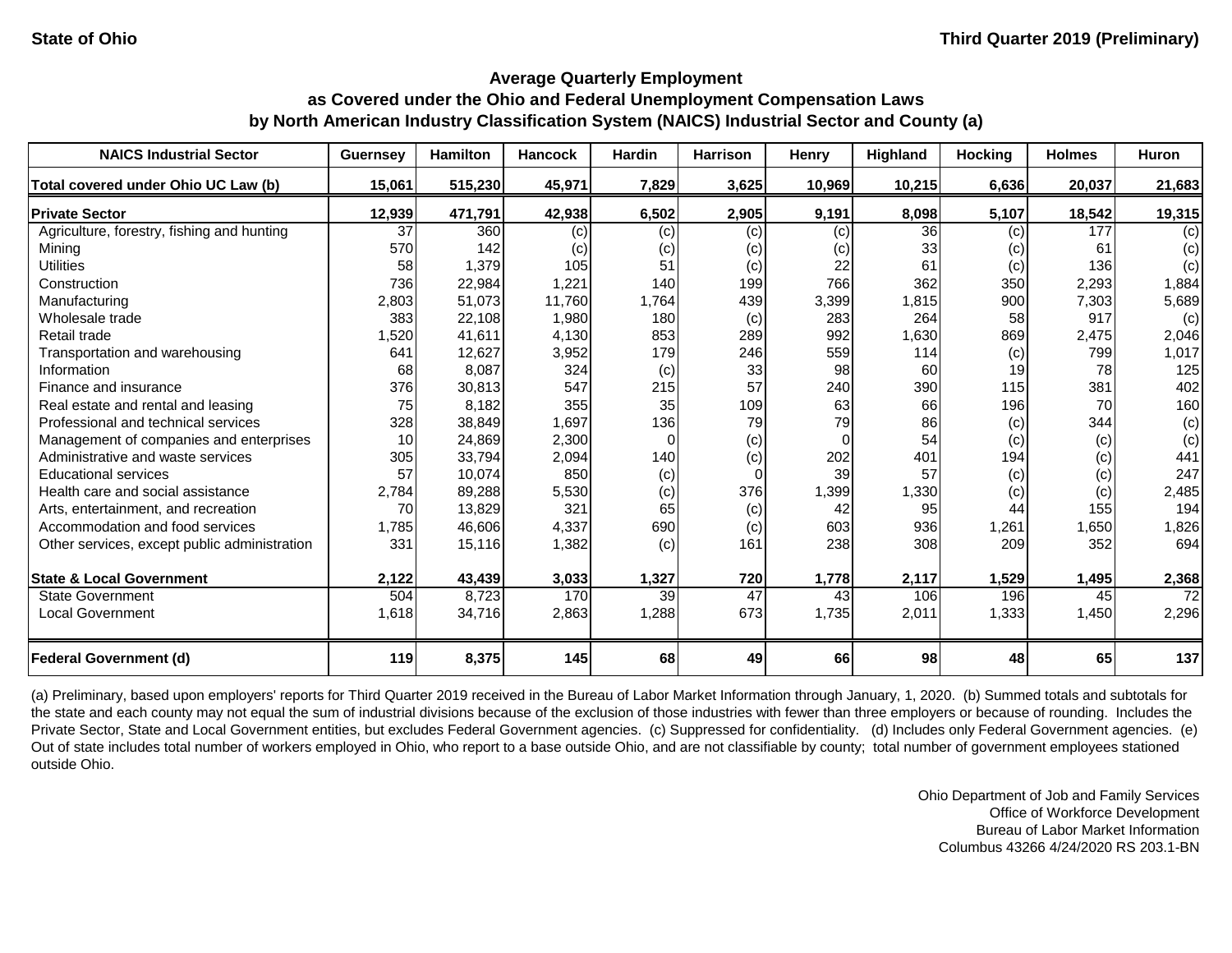State of Ohio | Third Quarter 2019 (Preliminary)

## Average Quarterly Employment
## as Covered under the Ohio and Federal Unemployment Compensation Laws
## by North American Industry Classification System (NAICS) Industrial Sector and County (a)

| NAICS Industrial Sector | Guernsey | Hamilton | Hancock | Hardin | Harrison | Henry | Highland | Hocking | Holmes | Huron |
|---|---|---|---|---|---|---|---|---|---|---|
| **Total covered under Ohio UC Law (b)** | **15,061** | **515,230** | **45,971** | **7,829** | **3,625** | **10,969** | **10,215** | **6,636** | **20,037** | **21,683** |
| **Private Sector** | **12,939** | **471,791** | **42,938** | **6,502** | **2,905** | **9,191** | **8,098** | **5,107** | **18,542** | **19,315** |
| Agriculture, forestry, fishing and hunting | 37 | 360 | (c) | (c) | (c) | (c) | 36 | (c) | 177 | (c) |
| Mining | 570 | 142 | (c) | (c) | (c) | (c) | 33 | (c) | 61 | (c) |
| Utilities | 58 | 1,379 | 105 | 51 | (c) | 22 | 61 | (c) | 136 | (c) |
| Construction | 736 | 22,984 | 1,221 | 140 | 199 | 766 | 362 | 350 | 2,293 | 1,884 |
| Manufacturing | 2,803 | 51,073 | 11,760 | 1,764 | 439 | 3,399 | 1,815 | 900 | 7,303 | 5,689 |
| Wholesale trade | 383 | 22,108 | 1,980 | 180 | (c) | 283 | 264 | 58 | 917 | (c) |
| Retail trade | 1,520 | 41,611 | 4,130 | 853 | 289 | 992 | 1,630 | 869 | 2,475 | 2,046 |
| Transportation and warehousing | 641 | 12,627 | 3,952 | 179 | 246 | 559 | 114 | (c) | 799 | 1,017 |
| Information | 68 | 8,087 | 324 | (c) | 33 | 98 | 60 | 19 | 78 | 125 |
| Finance and insurance | 376 | 30,813 | 547 | 215 | 57 | 240 | 390 | 115 | 381 | 402 |
| Real estate and rental and leasing | 75 | 8,182 | 355 | 35 | 109 | 63 | 66 | 196 | 70 | 160 |
| Professional and technical services | 328 | 38,849 | 1,697 | 136 | 79 | 79 | 86 | (c) | 344 | (c) |
| Management of companies and enterprises | 10 | 24,869 | 2,300 | 0 | (c) | 0 | 54 | (c) | (c) | (c) |
| Administrative and waste services | 305 | 33,794 | 2,094 | 140 | (c) | 202 | 401 | 194 | (c) | 441 |
| Educational services | 57 | 10,074 | 850 | (c) | 0 | 39 | 57 | (c) | (c) | 247 |
| Health care and social assistance | 2,784 | 89,288 | 5,530 | (c) | 376 | 1,399 | 1,330 | (c) | (c) | 2,485 |
| Arts, entertainment, and recreation | 70 | 13,829 | 321 | 65 | (c) | 42 | 95 | 44 | 155 | 194 |
| Accommodation and food services | 1,785 | 46,606 | 4,337 | 690 | (c) | 603 | 936 | 1,261 | 1,650 | 1,826 |
| Other services, except public administration | 331 | 15,116 | 1,382 | (c) | 161 | 238 | 308 | 209 | 352 | 694 |
| **State & Local Government** | **2,122** | **43,439** | **3,033** | **1,327** | **720** | **1,778** | **2,117** | **1,529** | **1,495** | **2,368** |
| State Government | 504 | 8,723 | 170 | 39 | 47 | 43 | 106 | 196 | 45 | 72 |
| Local Government | 1,618 | 34,716 | 2,863 | 1,288 | 673 | 1,735 | 2,011 | 1,333 | 1,450 | 2,296 |
| **Federal Government (d)** | **119** | **8,375** | **145** | **68** | **49** | **66** | **98** | **48** | **65** | **137** |

(a) Preliminary, based upon employers' reports for Third Quarter 2019 received in the Bureau of Labor Market Information through January, 1, 2020. (b) Summed totals and subtotals for the state and each county may not equal the sum of industrial divisions because of the exclusion of those industries with fewer than three employers or because of rounding. Includes the Private Sector, State and Local Government entities, but excludes Federal Government agencies. (c) Suppressed for confidentiality. (d) Includes only Federal Government agencies. (e) Out of state includes total number of workers employed in Ohio, who report to a base outside Ohio, and are not classifiable by county; total number of government employees stationed outside Ohio.

Ohio Department of Job and Family Services
Office of Workforce Development
Bureau of Labor Market Information
Columbus 43266 4/24/2020 RS 203.1-BN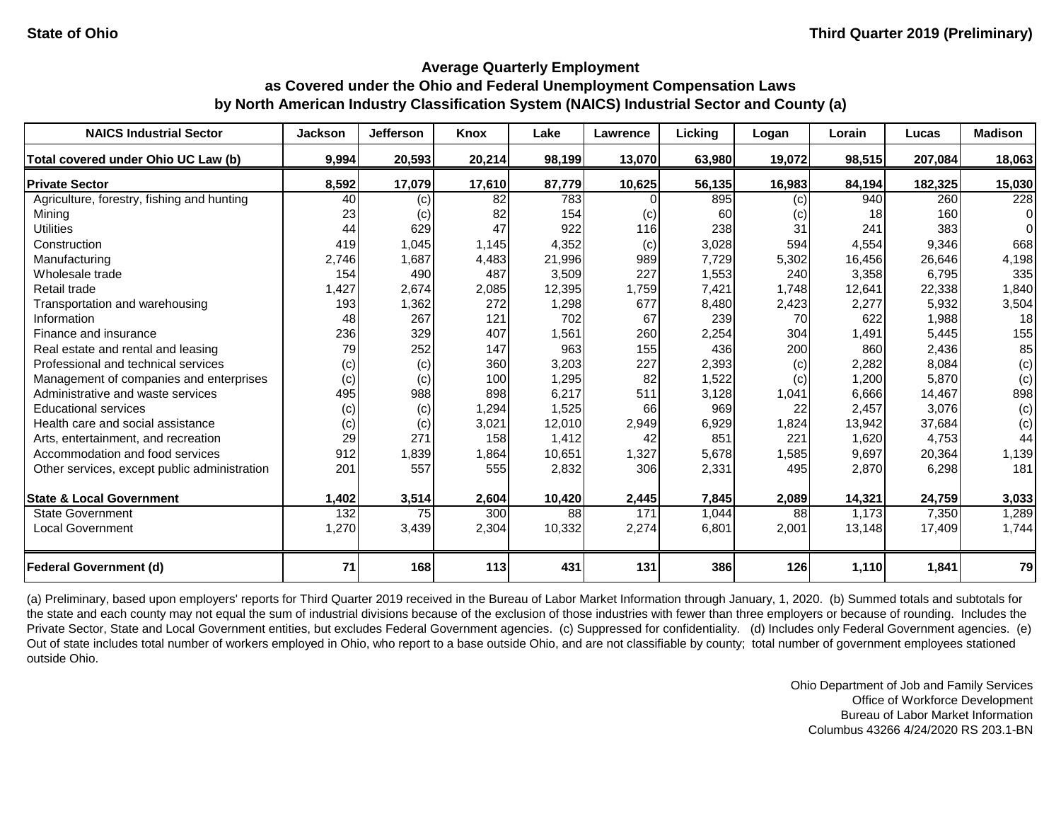State of Ohio

Third Quarter 2019 (Preliminary)

## Average Quarterly Employment as Covered under the Ohio and Federal Unemployment Compensation Laws by North American Industry Classification System (NAICS) Industrial Sector and County (a)

| NAICS Industrial Sector | Jackson | Jefferson | Knox | Lake | Lawrence | Licking | Logan | Lorain | Lucas | Madison |
|---|---|---|---|---|---|---|---|---|---|---|
| **Total covered under Ohio UC Law (b)** | **9,994** | **20,593** | **20,214** | **98,199** | **13,070** | **63,980** | **19,072** | **98,515** | **207,084** | **18,063** |
| **Private Sector** | **8,592** | **17,079** | **17,610** | **87,779** | **10,625** | **56,135** | **16,983** | **84,194** | **182,325** | **15,030** |
| Agriculture, forestry, fishing and hunting | 40 | (c) | 82 | 783 | 0 | 895 | (c) | 940 | 260 | 228 |
| Mining | 23 | (c) | 82 | 154 | (c) | 60 | (c) | 18 | 160 | 0 |
| Utilities | 44 | 629 | 47 | 922 | 116 | 238 | 31 | 241 | 383 | 0 |
| Construction | 419 | 1,045 | 1,145 | 4,352 | (c) | 3,028 | 594 | 4,554 | 9,346 | 668 |
| Manufacturing | 2,746 | 1,687 | 4,483 | 21,996 | 989 | 7,729 | 5,302 | 16,456 | 26,646 | 4,198 |
| Wholesale trade | 154 | 490 | 487 | 3,509 | 227 | 1,553 | 240 | 3,358 | 6,795 | 335 |
| Retail trade | 1,427 | 2,674 | 2,085 | 12,395 | 1,759 | 7,421 | 1,748 | 12,641 | 22,338 | 1,840 |
| Transportation and warehousing | 193 | 1,362 | 272 | 1,298 | 677 | 8,480 | 2,423 | 2,277 | 5,932 | 3,504 |
| Information | 48 | 267 | 121 | 702 | 67 | 239 | 70 | 622 | 1,988 | 18 |
| Finance and insurance | 236 | 329 | 407 | 1,561 | 260 | 2,254 | 304 | 1,491 | 5,445 | 155 |
| Real estate and rental and leasing | 79 | 252 | 147 | 963 | 155 | 436 | 200 | 860 | 2,436 | 85 |
| Professional and technical services | (c) | (c) | 360 | 3,203 | 227 | 2,393 | (c) | 2,282 | 8,084 | (c) |
| Management of companies and enterprises | (c) | (c) | 100 | 1,295 | 82 | 1,522 | (c) | 1,200 | 5,870 | (c) |
| Administrative and waste services | 495 | 988 | 898 | 6,217 | 511 | 3,128 | 1,041 | 6,666 | 14,467 | 898 |
| Educational services | (c) | (c) | 1,294 | 1,525 | 66 | 969 | 22 | 2,457 | 3,076 | (c) |
| Health care and social assistance | (c) | (c) | 3,021 | 12,010 | 2,949 | 6,929 | 1,824 | 13,942 | 37,684 | (c) |
| Arts, entertainment, and recreation | 29 | 271 | 158 | 1,412 | 42 | 851 | 221 | 1,620 | 4,753 | 44 |
| Accommodation and food services | 912 | 1,839 | 1,864 | 10,651 | 1,327 | 5,678 | 1,585 | 9,697 | 20,364 | 1,139 |
| Other services, except public administration | 201 | 557 | 555 | 2,832 | 306 | 2,331 | 495 | 2,870 | 6,298 | 181 |
| **State & Local Government** | **1,402** | **3,514** | **2,604** | **10,420** | **2,445** | **7,845** | **2,089** | **14,321** | **24,759** | **3,033** |
| State Government | 132 | 75 | 300 | 88 | 171 | 1,044 | 88 | 1,173 | 7,350 | 1,289 |
| Local Government | 1,270 | 3,439 | 2,304 | 10,332 | 2,274 | 6,801 | 2,001 | 13,148 | 17,409 | 1,744 |
| **Federal Government (d)** | **71** | **168** | **113** | **431** | **131** | **386** | **126** | **1,110** | **1,841** | **79** |

(a) Preliminary, based upon employers' reports for Third Quarter 2019 received in the Bureau of Labor Market Information through January, 1, 2020. (b) Summed totals and subtotals for the state and each county may not equal the sum of industrial divisions because of the exclusion of those industries with fewer than three employers or because of rounding. Includes the Private Sector, State and Local Government entities, but excludes Federal Government agencies. (c) Suppressed for confidentiality. (d) Includes only Federal Government agencies. (e) Out of state includes total number of workers employed in Ohio, who report to a base outside Ohio, and are not classifiable by county; total number of government employees stationed outside Ohio.

Ohio Department of Job and Family Services
Office of Workforce Development
Bureau of Labor Market Information
Columbus 43266 4/24/2020 RS 203.1-BN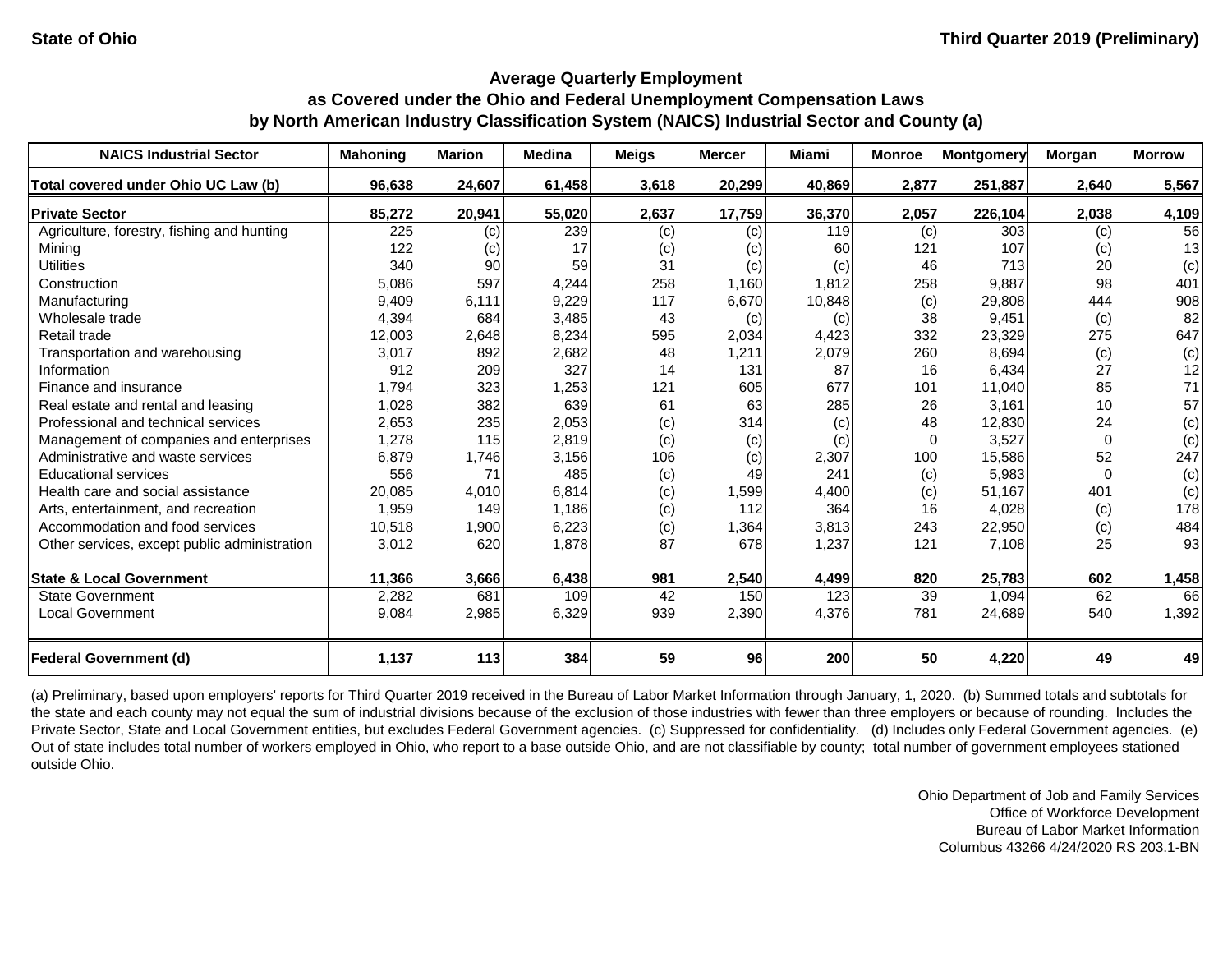State of Ohio

Third Quarter 2019 (Preliminary)

## Average Quarterly Employment as Covered under the Ohio and Federal Unemployment Compensation Laws by North American Industry Classification System (NAICS) Industrial Sector and County (a)

| NAICS Industrial Sector | Mahoning | Marion | Medina | Meigs | Mercer | Miami | Monroe | Montgomery | Morgan | Morrow |
|---|---|---|---|---|---|---|---|---|---|---|
| **Total covered under Ohio UC Law (b)** | **96,638** | **24,607** | **61,458** | **3,618** | **20,299** | **40,869** | **2,877** | **251,887** | **2,640** | **5,567** |
| **Private Sector** | **85,272** | **20,941** | **55,020** | **2,637** | **17,759** | **36,370** | **2,057** | **226,104** | **2,038** | **4,109** |
| Agriculture, forestry, fishing and hunting | 225 | (c) | 239 | (c) | (c) | 119 | (c) | 303 | (c) | 56 |
| Mining | 122 | (c) | 17 | (c) | (c) | 60 | 121 | 107 | (c) | 13 |
| Utilities | 340 | 90 | 59 | 31 | (c) | (c) | 46 | 713 | 20 | (c) |
| Construction | 5,086 | 597 | 4,244 | 258 | 1,160 | 1,812 | 258 | 9,887 | 98 | 401 |
| Manufacturing | 9,409 | 6,111 | 9,229 | 117 | 6,670 | 10,848 | (c) | 29,808 | 444 | 908 |
| Wholesale trade | 4,394 | 684 | 3,485 | 43 | (c) | (c) | 38 | 9,451 | (c) | 82 |
| Retail trade | 12,003 | 2,648 | 8,234 | 595 | 2,034 | 4,423 | 332 | 23,329 | 275 | 647 |
| Transportation and warehousing | 3,017 | 892 | 2,682 | 48 | 1,211 | 2,079 | 260 | 8,694 | (c) | (c) |
| Information | 912 | 209 | 327 | 14 | 131 | 87 | 16 | 6,434 | 27 | 12 |
| Finance and insurance | 1,794 | 323 | 1,253 | 121 | 605 | 677 | 101 | 11,040 | 85 | 71 |
| Real estate and rental and leasing | 1,028 | 382 | 639 | 61 | 63 | 285 | 26 | 3,161 | 10 | 57 |
| Professional and technical services | 2,653 | 235 | 2,053 | (c) | 314 | (c) | 48 | 12,830 | 24 | (c) |
| Management of companies and enterprises | 1,278 | 115 | 2,819 | (c) | (c) | (c) | 0 | 3,527 | 0 | (c) |
| Administrative and waste services | 6,879 | 1,746 | 3,156 | 106 | (c) | 2,307 | 100 | 15,586 | 52 | 247 |
| Educational services | 556 | 71 | 485 | (c) | 49 | 241 | (c) | 5,983 | 0 | (c) |
| Health care and social assistance | 20,085 | 4,010 | 6,814 | (c) | 1,599 | 4,400 | (c) | 51,167 | 401 | (c) |
| Arts, entertainment, and recreation | 1,959 | 149 | 1,186 | (c) | 112 | 364 | 16 | 4,028 | (c) | 178 |
| Accommodation and food services | 10,518 | 1,900 | 6,223 | (c) | 1,364 | 3,813 | 243 | 22,950 | (c) | 484 |
| Other services, except public administration | 3,012 | 620 | 1,878 | 87 | 678 | 1,237 | 121 | 7,108 | 25 | 93 |
| **State & Local Government** | **11,366** | **3,666** | **6,438** | **981** | **2,540** | **4,499** | **820** | **25,783** | **602** | **1,458** |
| State Government | 2,282 | 681 | 109 | 42 | 150 | 123 | 39 | 1,094 | 62 | 66 |
| Local Government | 9,084 | 2,985 | 6,329 | 939 | 2,390 | 4,376 | 781 | 24,689 | 540 | 1,392 |
| **Federal Government (d)** | **1,137** | **113** | **384** | **59** | **96** | **200** | **50** | **4,220** | **49** | **49** |

(a) Preliminary, based upon employers' reports for Third Quarter 2019 received in the Bureau of Labor Market Information through January, 1, 2020. (b) Summed totals and subtotals for the state and each county may not equal the sum of industrial divisions because of the exclusion of those industries with fewer than three employers or because of rounding. Includes the Private Sector, State and Local Government entities, but excludes Federal Government agencies. (c) Suppressed for confidentiality. (d) Includes only Federal Government agencies. (e) Out of state includes total number of workers employed in Ohio, who report to a base outside Ohio, and are not classifiable by county; total number of government employees stationed outside Ohio.

Ohio Department of Job and Family Services
Office of Workforce Development
Bureau of Labor Market Information
Columbus 43266 4/24/2020 RS 203.1-BN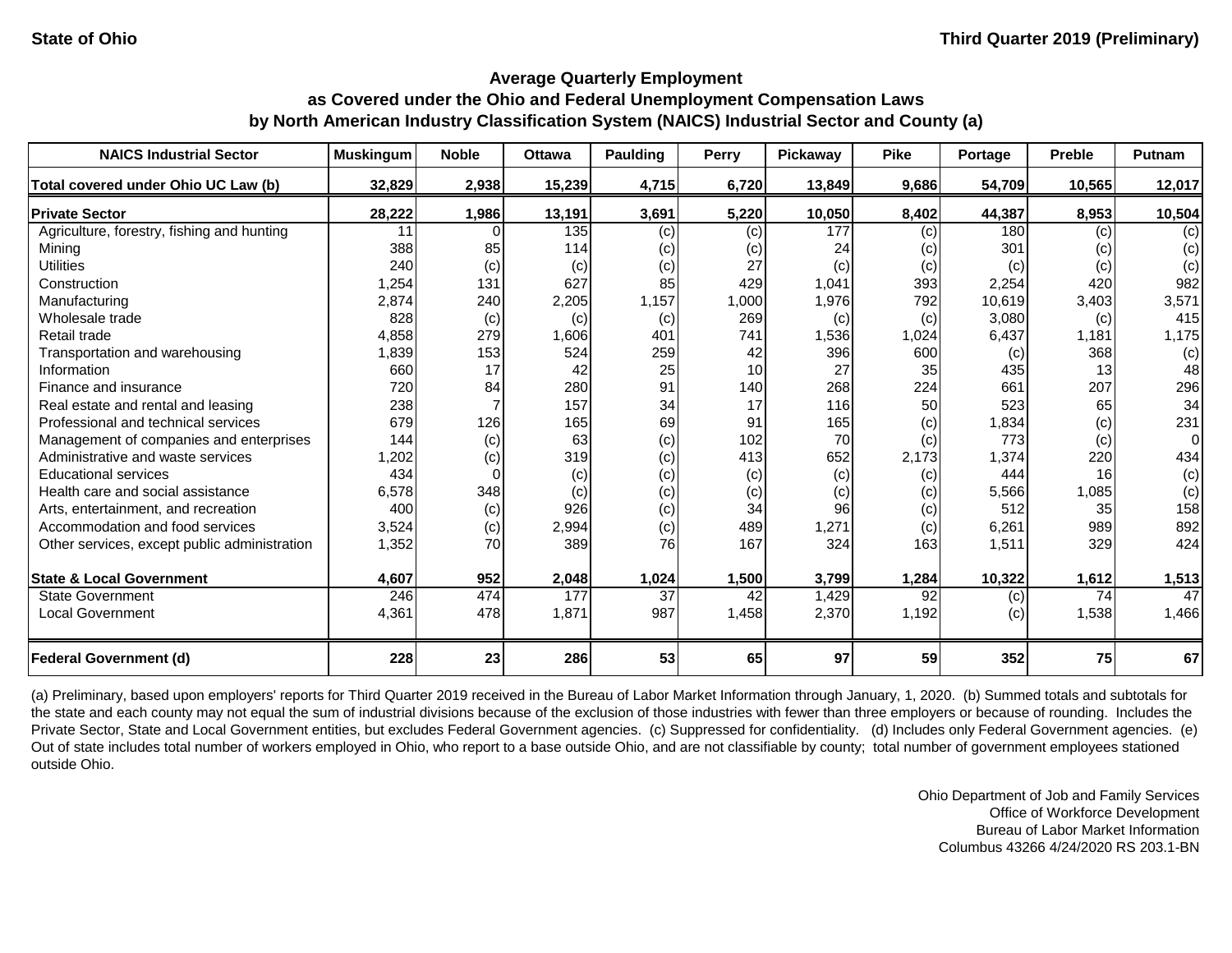State of Ohio | Third Quarter 2019 (Preliminary)

### Average Quarterly Employment as Covered under the Ohio and Federal Unemployment Compensation Laws by North American Industry Classification System (NAICS) Industrial Sector and County (a)

| NAICS Industrial Sector | Muskingum | Noble | Ottawa | Paulding | Perry | Pickaway | Pike | Portage | Preble | Putnam |
|---|---|---|---|---|---|---|---|---|---|---|
| **Total covered under Ohio UC Law (b)** | **32,829** | **2,938** | **15,239** | **4,715** | **6,720** | **13,849** | **9,686** | **54,709** | **10,565** | **12,017** |
| **Private Sector** | **28,222** | **1,986** | **13,191** | **3,691** | **5,220** | **10,050** | **8,402** | **44,387** | **8,953** | **10,504** |
| Agriculture, forestry, fishing and hunting | 11 | 0 | 135 | (c) | (c) | 177 | (c) | 180 | (c) | (c) |
| Mining | 388 | 85 | 114 | (c) | (c) | 24 | (c) | 301 | (c) | (c) |
| Utilities | 240 | (c) | (c) | (c) | 27 | (c) | (c) | (c) | (c) | (c) |
| Construction | 1,254 | 131 | 627 | 85 | 429 | 1,041 | 393 | 2,254 | 420 | 982 |
| Manufacturing | 2,874 | 240 | 2,205 | 1,157 | 1,000 | 1,976 | 792 | 10,619 | 3,403 | 3,571 |
| Wholesale trade | 828 | (c) | (c) | (c) | 269 | (c) | (c) | 3,080 | (c) | 415 |
| Retail trade | 4,858 | 279 | 1,606 | 401 | 741 | 1,536 | 1,024 | 6,437 | 1,181 | 1,175 |
| Transportation and warehousing | 1,839 | 153 | 524 | 259 | 42 | 396 | 600 | (c) | 368 | (c) |
| Information | 660 | 17 | 42 | 25 | 10 | 27 | 35 | 435 | 13 | 48 |
| Finance and insurance | 720 | 84 | 280 | 91 | 140 | 268 | 224 | 661 | 207 | 296 |
| Real estate and rental and leasing | 238 | 7 | 157 | 34 | 17 | 116 | 50 | 523 | 65 | 34 |
| Professional and technical services | 679 | 126 | 165 | 69 | 91 | 165 | (c) | 1,834 | (c) | 231 |
| Management of companies and enterprises | 144 | (c) | 63 | (c) | 102 | 70 | (c) | 773 | (c) | 0 |
| Administrative and waste services | 1,202 | (c) | 319 | (c) | 413 | 652 | 2,173 | 1,374 | 220 | 434 |
| Educational services | 434 | 0 | (c) | (c) | (c) | (c) | (c) | 444 | 16 | (c) |
| Health care and social assistance | 6,578 | 348 | (c) | (c) | (c) | (c) | (c) | 5,566 | 1,085 | (c) |
| Arts, entertainment, and recreation | 400 | (c) | 926 | (c) | 34 | 96 | (c) | 512 | 35 | 158 |
| Accommodation and food services | 3,524 | (c) | 2,994 | (c) | 489 | 1,271 | (c) | 6,261 | 989 | 892 |
| Other services, except public administration | 1,352 | 70 | 389 | 76 | 167 | 324 | 163 | 1,511 | 329 | 424 |
| **State & Local Government** | **4,607** | **952** | **2,048** | **1,024** | **1,500** | **3,799** | **1,284** | **10,322** | **1,612** | **1,513** |
| State Government | 246 | 474 | 177 | 37 | 42 | 1,429 | 92 | (c) | 74 | 47 |
| Local Government | 4,361 | 478 | 1,871 | 987 | 1,458 | 2,370 | 1,192 | (c) | 1,538 | 1,466 |
| **Federal Government (d)** | **228** | **23** | **286** | **53** | **65** | **97** | **59** | **352** | **75** | **67** |

(a) Preliminary, based upon employers' reports for Third Quarter 2019 received in the Bureau of Labor Market Information through January, 1, 2020. (b) Summed totals and subtotals for the state and each county may not equal the sum of industrial divisions because of the exclusion of those industries with fewer than three employers or because of rounding. Includes the Private Sector, State and Local Government entities, but excludes Federal Government agencies. (c) Suppressed for confidentiality. (d) Includes only Federal Government agencies. (e) Out of state includes total number of workers employed in Ohio, who report to a base outside Ohio, and are not classifiable by county; total number of government employees stationed outside Ohio.

Ohio Department of Job and Family Services
Office of Workforce Development
Bureau of Labor Market Information
Columbus 43266 4/24/2020 RS 203.1-BN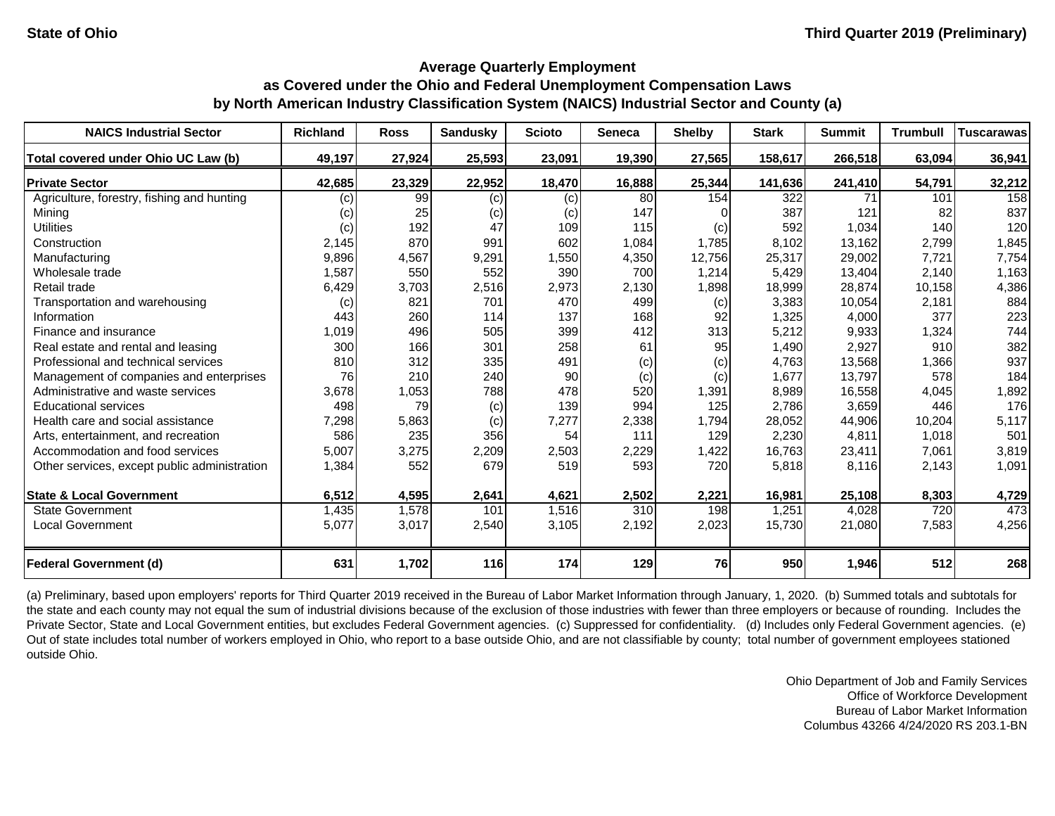State of Ohio | Third Quarter 2019 (Preliminary)

# Average Quarterly Employment
## as Covered under the Ohio and Federal Unemployment Compensation Laws
## by North American Industry Classification System (NAICS) Industrial Sector and County (a)

| NAICS Industrial Sector | Richland | Ross | Sandusky | Scioto | Seneca | Shelby | Stark | Summit | Trumbull | Tuscarawas |
|---|---|---|---|---|---|---|---|---|---|---|
| **Total covered under Ohio UC Law (b)** | **49,197** | **27,924** | **25,593** | **23,091** | **19,390** | **27,565** | **158,617** | **266,518** | **63,094** | **36,941** |
| **Private Sector** | **42,685** | **23,329** | **22,952** | **18,470** | **16,888** | **25,344** | **141,636** | **241,410** | **54,791** | **32,212** |
| Agriculture, forestry, fishing and hunting | (c) | 99 | (c) | (c) | 80 | 154 | 322 | 71 | 101 | 158 |
| Mining | (c) | 25 | (c) | (c) | 147 | 0 | 387 | 121 | 82 | 837 |
| Utilities | (c) | 192 | 47 | 109 | 115 | (c) | 592 | 1,034 | 140 | 120 |
| Construction | 2,145 | 870 | 991 | 602 | 1,084 | 1,785 | 8,102 | 13,162 | 2,799 | 1,845 |
| Manufacturing | 9,896 | 4,567 | 9,291 | 1,550 | 4,350 | 12,756 | 25,317 | 29,002 | 7,721 | 7,754 |
| Wholesale trade | 1,587 | 550 | 552 | 390 | 700 | 1,214 | 5,429 | 13,404 | 2,140 | 1,163 |
| Retail trade | 6,429 | 3,703 | 2,516 | 2,973 | 2,130 | 1,898 | 18,999 | 28,874 | 10,158 | 4,386 |
| Transportation and warehousing | (c) | 821 | 701 | 470 | 499 | (c) | 3,383 | 10,054 | 2,181 | 884 |
| Information | 443 | 260 | 114 | 137 | 168 | 92 | 1,325 | 4,000 | 377 | 223 |
| Finance and insurance | 1,019 | 496 | 505 | 399 | 412 | 313 | 5,212 | 9,933 | 1,324 | 744 |
| Real estate and rental and leasing | 300 | 166 | 301 | 258 | 61 | 95 | 1,490 | 2,927 | 910 | 382 |
| Professional and technical services | 810 | 312 | 335 | 491 | (c) | (c) | 4,763 | 13,568 | 1,366 | 937 |
| Management of companies and enterprises | 76 | 210 | 240 | 90 | (c) | (c) | 1,677 | 13,797 | 578 | 184 |
| Administrative and waste services | 3,678 | 1,053 | 788 | 478 | 520 | 1,391 | 8,989 | 16,558 | 4,045 | 1,892 |
| Educational services | 498 | 79 | (c) | 139 | 994 | 125 | 2,786 | 3,659 | 446 | 176 |
| Health care and social assistance | 7,298 | 5,863 | (c) | 7,277 | 2,338 | 1,794 | 28,052 | 44,906 | 10,204 | 5,117 |
| Arts, entertainment, and recreation | 586 | 235 | 356 | 54 | 111 | 129 | 2,230 | 4,811 | 1,018 | 501 |
| Accommodation and food services | 5,007 | 3,275 | 2,209 | 2,503 | 2,229 | 1,422 | 16,763 | 23,411 | 7,061 | 3,819 |
| Other services, except public administration | 1,384 | 552 | 679 | 519 | 593 | 720 | 5,818 | 8,116 | 2,143 | 1,091 |
| **State & Local Government** | **6,512** | **4,595** | **2,641** | **4,621** | **2,502** | **2,221** | **16,981** | **25,108** | **8,303** | **4,729** |
| State Government | 1,435 | 1,578 | 101 | 1,516 | 310 | 198 | 1,251 | 4,028 | 720 | 473 |
| Local Government | 5,077 | 3,017 | 2,540 | 3,105 | 2,192 | 2,023 | 15,730 | 21,080 | 7,583 | 4,256 |
| **Federal Government (d)** | **631** | **1,702** | **116** | **174** | **129** | **76** | **950** | **1,946** | **512** | **268** |

(a) Preliminary, based upon employers' reports for Third Quarter 2019 received in the Bureau of Labor Market Information through January, 1, 2020. (b) Summed totals and subtotals for the state and each county may not equal the sum of industrial divisions because of the exclusion of those industries with fewer than three employers or because of rounding. Includes the Private Sector, State and Local Government entities, but excludes Federal Government agencies. (c) Suppressed for confidentiality. (d) Includes only Federal Government agencies. (e) Out of state includes total number of workers employed in Ohio, who report to a base outside Ohio, and are not classifiable by county; total number of government employees stationed outside Ohio.

Ohio Department of Job and Family Services
Office of Workforce Development
Bureau of Labor Market Information
Columbus 43266 4/24/2020 RS 203.1-BN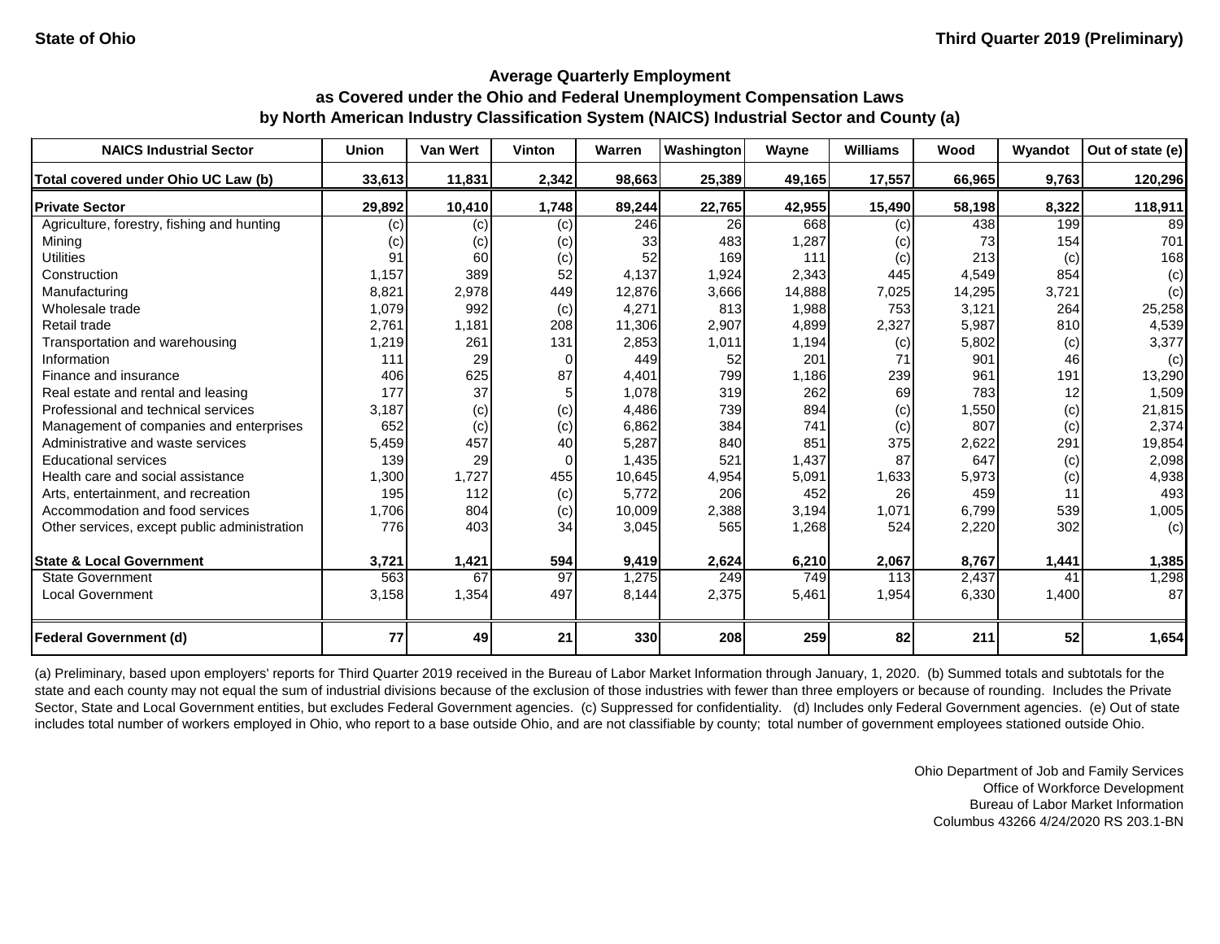State of Ohio

Third Quarter 2019 (Preliminary)

## Average Quarterly Employment
## as Covered under the Ohio and Federal Unemployment Compensation Laws
## by North American Industry Classification System (NAICS) Industrial Sector and County (a)

| NAICS Industrial Sector | Union | Van Wert | Vinton | Warren | Washington | Wayne | Williams | Wood | Wyandot | Out of state (e) |
|---|---|---|---|---|---|---|---|---|---|---|
| **Total covered under Ohio UC Law (b)** | **33,613** | **11,831** | **2,342** | **98,663** | **25,389** | **49,165** | **17,557** | **66,965** | **9,763** | **120,296** |
| **Private Sector** | **29,892** | **10,410** | **1,748** | **89,244** | **22,765** | **42,955** | **15,490** | **58,198** | **8,322** | **118,911** |
| Agriculture, forestry, fishing and hunting | (c) | (c) | (c) | 246 | 26 | 668 | (c) | 438 | 199 | 89 |
| Mining | (c) | (c) | (c) | 33 | 483 | 1,287 | (c) | 73 | 154 | 701 |
| Utilities | 91 | 60 | (c) | 52 | 169 | 111 | (c) | 213 | (c) | 168 |
| Construction | 1,157 | 389 | 52 | 4,137 | 1,924 | 2,343 | 445 | 4,549 | 854 | (c) |
| Manufacturing | 8,821 | 2,978 | 449 | 12,876 | 3,666 | 14,888 | 7,025 | 14,295 | 3,721 | (c) |
| Wholesale trade | 1,079 | 992 | (c) | 4,271 | 813 | 1,988 | 753 | 3,121 | 264 | 25,258 |
| Retail trade | 2,761 | 1,181 | 208 | 11,306 | 2,907 | 4,899 | 2,327 | 5,987 | 810 | 4,539 |
| Transportation and warehousing | 1,219 | 261 | 131 | 2,853 | 1,011 | 1,194 | (c) | 5,802 | (c) | 3,377 |
| Information | 111 | 29 | 0 | 449 | 52 | 201 | 71 | 901 | 46 | (c) |
| Finance and insurance | 406 | 625 | 87 | 4,401 | 799 | 1,186 | 239 | 961 | 191 | 13,290 |
| Real estate and rental and leasing | 177 | 37 | 5 | 1,078 | 319 | 262 | 69 | 783 | 12 | 1,509 |
| Professional and technical services | 3,187 | (c) | (c) | 4,486 | 739 | 894 | (c) | 1,550 | (c) | 21,815 |
| Management of companies and enterprises | 652 | (c) | (c) | 6,862 | 384 | 741 | (c) | 807 | (c) | 2,374 |
| Administrative and waste services | 5,459 | 457 | 40 | 5,287 | 840 | 851 | 375 | 2,622 | 291 | 19,854 |
| Educational services | 139 | 29 | 0 | 1,435 | 521 | 1,437 | 87 | 647 | (c) | 2,098 |
| Health care and social assistance | 1,300 | 1,727 | 455 | 10,645 | 4,954 | 5,091 | 1,633 | 5,973 | (c) | 4,938 |
| Arts, entertainment, and recreation | 195 | 112 | (c) | 5,772 | 206 | 452 | 26 | 459 | 11 | 493 |
| Accommodation and food services | 1,706 | 804 | (c) | 10,009 | 2,388 | 3,194 | 1,071 | 6,799 | 539 | 1,005 |
| Other services, except public administration | 776 | 403 | 34 | 3,045 | 565 | 1,268 | 524 | 2,220 | 302 | (c) |
| **State & Local Government** | **3,721** | **1,421** | **594** | **9,419** | **2,624** | **6,210** | **2,067** | **8,767** | **1,441** | **1,385** |
| State Government | 563 | 67 | 97 | 1,275 | 249 | 749 | 113 | 2,437 | 41 | 1,298 |
| Local Government | 3,158 | 1,354 | 497 | 8,144 | 2,375 | 5,461 | 1,954 | 6,330 | 1,400 | 87 |
| **Federal Government (d)** | **77** | **49** | **21** | **330** | **208** | **259** | **82** | **211** | **52** | **1,654** |

(a) Preliminary, based upon employers' reports for Third Quarter 2019 received in the Bureau of Labor Market Information through January, 1, 2020. (b) Summed totals and subtotals for the state and each county may not equal the sum of industrial divisions because of the exclusion of those industries with fewer than three employers or because of rounding. Includes the Private Sector, State and Local Government entities, but excludes Federal Government agencies. (c) Suppressed for confidentiality. (d) Includes only Federal Government agencies. (e) Out of state includes total number of workers employed in Ohio, who report to a base outside Ohio, and are not classifiable by county; total number of government employees stationed outside Ohio.

Ohio Department of Job and Family Services
Office of Workforce Development
Bureau of Labor Market Information
Columbus 43266 4/24/2020 RS 203.1-BN